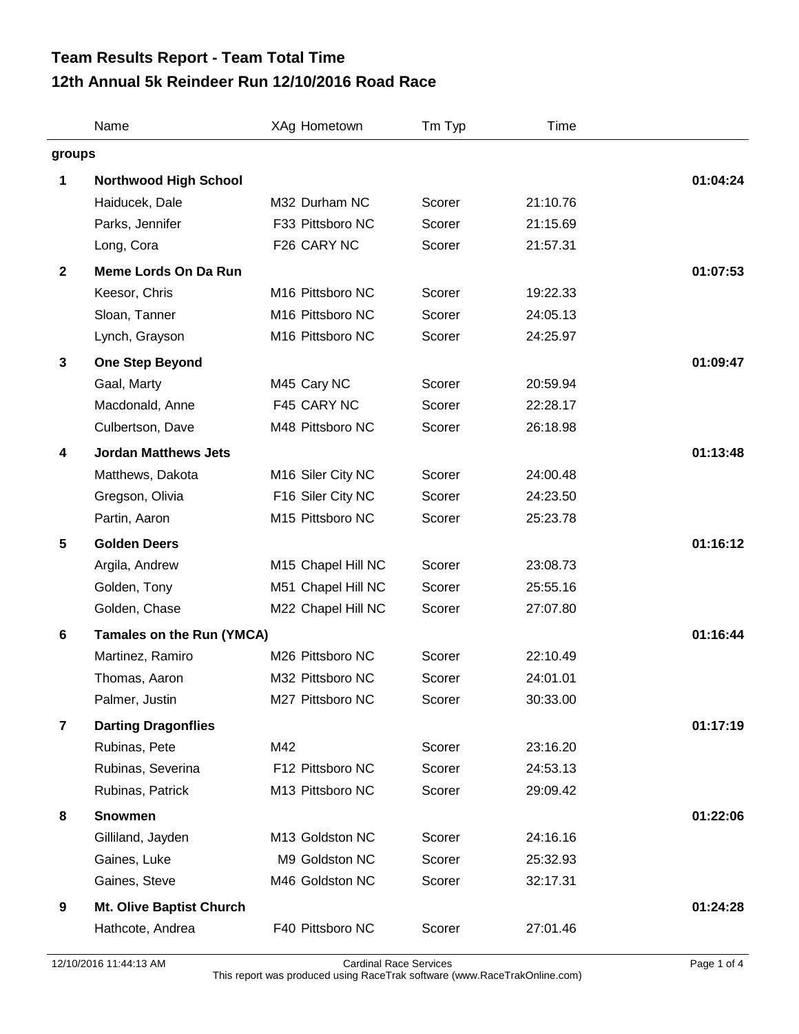# Team Results Report - Team Total Time
## 12th Annual 5k Reindeer Run 12/10/2016 Road Race

| | Name | XAg | Hometown | Tm Typ | Time | |
|---|---|---|---|---|---|---|
| **groups** | | | | | | |
| **1** | **Northwood High School** | | | | | **01:04:24** |
| | Haiducek, Dale | M32 | Durham NC | Scorer | 21:10.76 | |
| | Parks, Jennifer | F33 | Pittsboro NC | Scorer | 21:15.69 | |
| | Long, Cora | F26 | CARY NC | Scorer | 21:57.31 | |
| **2** | **Meme Lords On Da Run** | | | | | **01:07:53** |
| | Keesor, Chris | M16 | Pittsboro NC | Scorer | 19:22.33 | |
| | Sloan, Tanner | M16 | Pittsboro NC | Scorer | 24:05.13 | |
| | Lynch, Grayson | M16 | Pittsboro NC | Scorer | 24:25.97 | |
| **3** | **One Step Beyond** | | | | | **01:09:47** |
| | Gaal, Marty | M45 | Cary NC | Scorer | 20:59.94 | |
| | Macdonald, Anne | F45 | CARY NC | Scorer | 22:28.17 | |
| | Culbertson, Dave | M48 | Pittsboro NC | Scorer | 26:18.98 | |
| **4** | **Jordan Matthews Jets** | | | | | **01:13:48** |
| | Matthews, Dakota | M16 | Siler City NC | Scorer | 24:00.48 | |
| | Gregson, Olivia | F16 | Siler City NC | Scorer | 24:23.50 | |
| | Partin, Aaron | M15 | Pittsboro NC | Scorer | 25:23.78 | |
| **5** | **Golden Deers** | | | | | **01:16:12** |
| | Argila, Andrew | M15 | Chapel Hill NC | Scorer | 23:08.73 | |
| | Golden, Tony | M51 | Chapel Hill NC | Scorer | 25:55.16 | |
| | Golden, Chase | M22 | Chapel Hill NC | Scorer | 27:07.80 | |
| **6** | **Tamales on the Run (YMCA)** | | | | | **01:16:44** |
| | Martinez, Ramiro | M26 | Pittsboro NC | Scorer | 22:10.49 | |
| | Thomas, Aaron | M32 | Pittsboro NC | Scorer | 24:01.01 | |
| | Palmer, Justin | M27 | Pittsboro NC | Scorer | 30:33.00 | |
| **7** | **Darting Dragonflies** | | | | | **01:17:19** |
| | Rubinas, Pete | M42 | | Scorer | 23:16.20 | |
| | Rubinas, Severina | F12 | Pittsboro NC | Scorer | 24:53.13 | |
| | Rubinas, Patrick | M13 | Pittsboro NC | Scorer | 29:09.42 | |
| **8** | **Snowmen** | | | | | **01:22:06** |
| | Gilliland, Jayden | M13 | Goldston NC | Scorer | 24:16.16 | |
| | Gaines, Luke | M9 | Goldston NC | Scorer | 25:32.93 | |
| | Gaines, Steve | M46 | Goldston NC | Scorer | 32:17.31 | |
| **9** | **Mt. Olive Baptist Church** | | | | | **01:24:28** |
| | Hathcote, Andrea | F40 | Pittsboro NC | Scorer | 27:01.46 | |

12/10/2016 11:44:13 AM — Cardinal Race Services
This report was produced using RaceTrak software (www.RaceTrakOnline.com)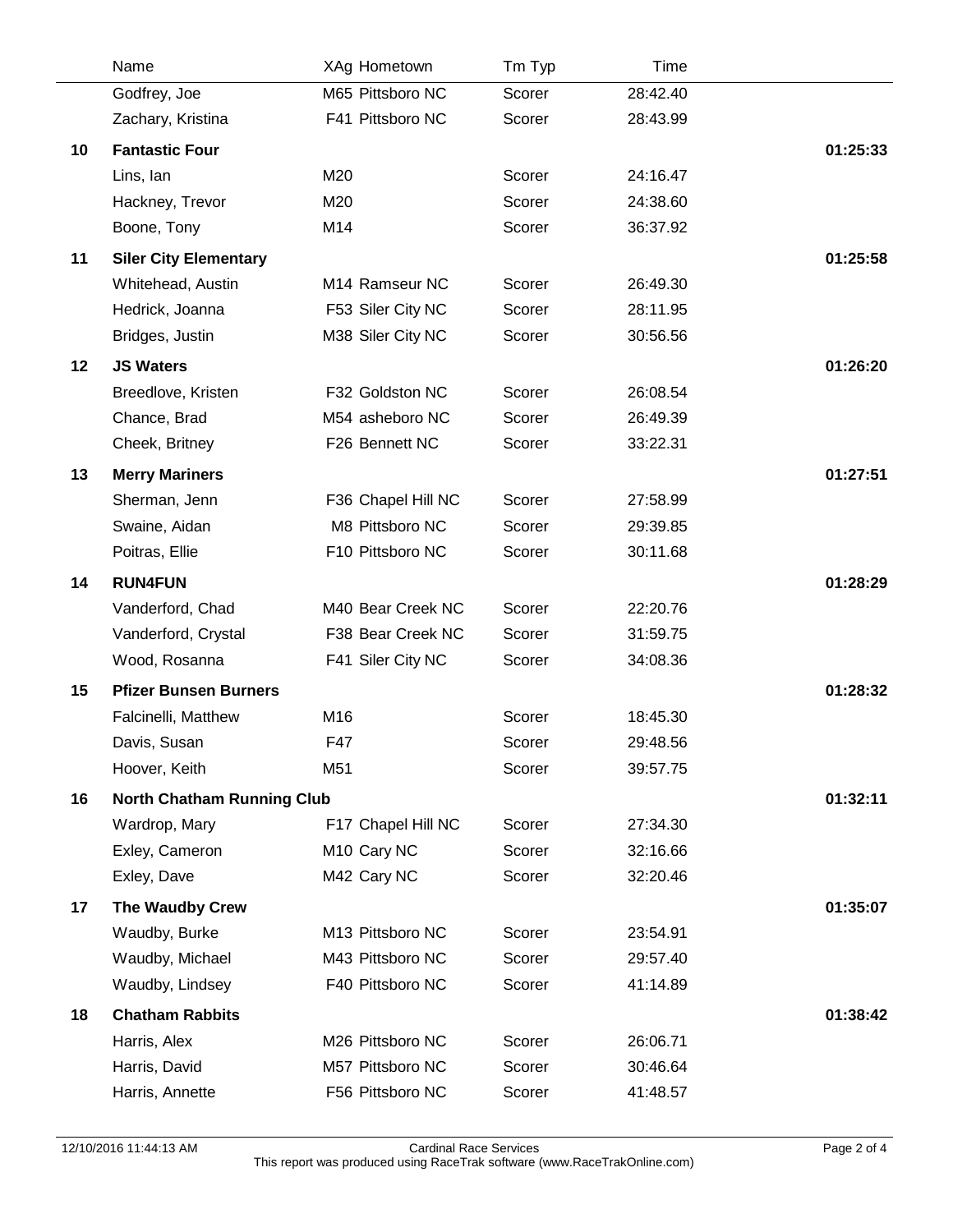| | Name | XAg Hometown | Tm Typ | Time | |
|---|---|---|---|---|---|
| | Godfrey, Joe | M65 Pittsboro NC | Scorer | 28:42.40 | |
| | Zachary, Kristina | F41 Pittsboro NC | Scorer | 28:43.99 | |
| **10** | **Fantastic Four** | | | | **01:25:33** |
| | Lins, Ian | M20 | Scorer | 24:16.47 | |
| | Hackney, Trevor | M20 | Scorer | 24:38.60 | |
| | Boone, Tony | M14 | Scorer | 36:37.92 | |
| **11** | **Siler City Elementary** | | | | **01:25:58** |
| | Whitehead, Austin | M14 Ramseur NC | Scorer | 26:49.30 | |
| | Hedrick, Joanna | F53 Siler City NC | Scorer | 28:11.95 | |
| | Bridges, Justin | M38 Siler City NC | Scorer | 30:56.56 | |
| **12** | **JS Waters** | | | | **01:26:20** |
| | Breedlove, Kristen | F32 Goldston NC | Scorer | 26:08.54 | |
| | Chance, Brad | M54 asheboro NC | Scorer | 26:49.39 | |
| | Cheek, Britney | F26 Bennett NC | Scorer | 33:22.31 | |
| **13** | **Merry Mariners** | | | | **01:27:51** |
| | Sherman, Jenn | F36 Chapel Hill NC | Scorer | 27:58.99 | |
| | Swaine, Aidan | M8 Pittsboro NC | Scorer | 29:39.85 | |
| | Poitras, Ellie | F10 Pittsboro NC | Scorer | 30:11.68 | |
| **14** | **RUN4FUN** | | | | **01:28:29** |
| | Vanderford, Chad | M40 Bear Creek NC | Scorer | 22:20.76 | |
| | Vanderford, Crystal | F38 Bear Creek NC | Scorer | 31:59.75 | |
| | Wood, Rosanna | F41 Siler City NC | Scorer | 34:08.36 | |
| **15** | **Pfizer Bunsen Burners** | | | | **01:28:32** |
| | Falcinelli, Matthew | M16 | Scorer | 18:45.30 | |
| | Davis, Susan | F47 | Scorer | 29:48.56 | |
| | Hoover, Keith | M51 | Scorer | 39:57.75 | |
| **16** | **North Chatham Running Club** | | | | **01:32:11** |
| | Wardrop, Mary | F17 Chapel Hill NC | Scorer | 27:34.30 | |
| | Exley, Cameron | M10 Cary NC | Scorer | 32:16.66 | |
| | Exley, Dave | M42 Cary NC | Scorer | 32:20.46 | |
| **17** | **The Waudby Crew** | | | | **01:35:07** |
| | Waudby, Burke | M13 Pittsboro NC | Scorer | 23:54.91 | |
| | Waudby, Michael | M43 Pittsboro NC | Scorer | 29:57.40 | |
| | Waudby, Lindsey | F40 Pittsboro NC | Scorer | 41:14.89 | |
| **18** | **Chatham Rabbits** | | | | **01:38:42** |
| | Harris, Alex | M26 Pittsboro NC | Scorer | 26:06.71 | |
| | Harris, David | M57 Pittsboro NC | Scorer | 30:46.64 | |
| | Harris, Annette | F56 Pittsboro NC | Scorer | 41:48.57 | |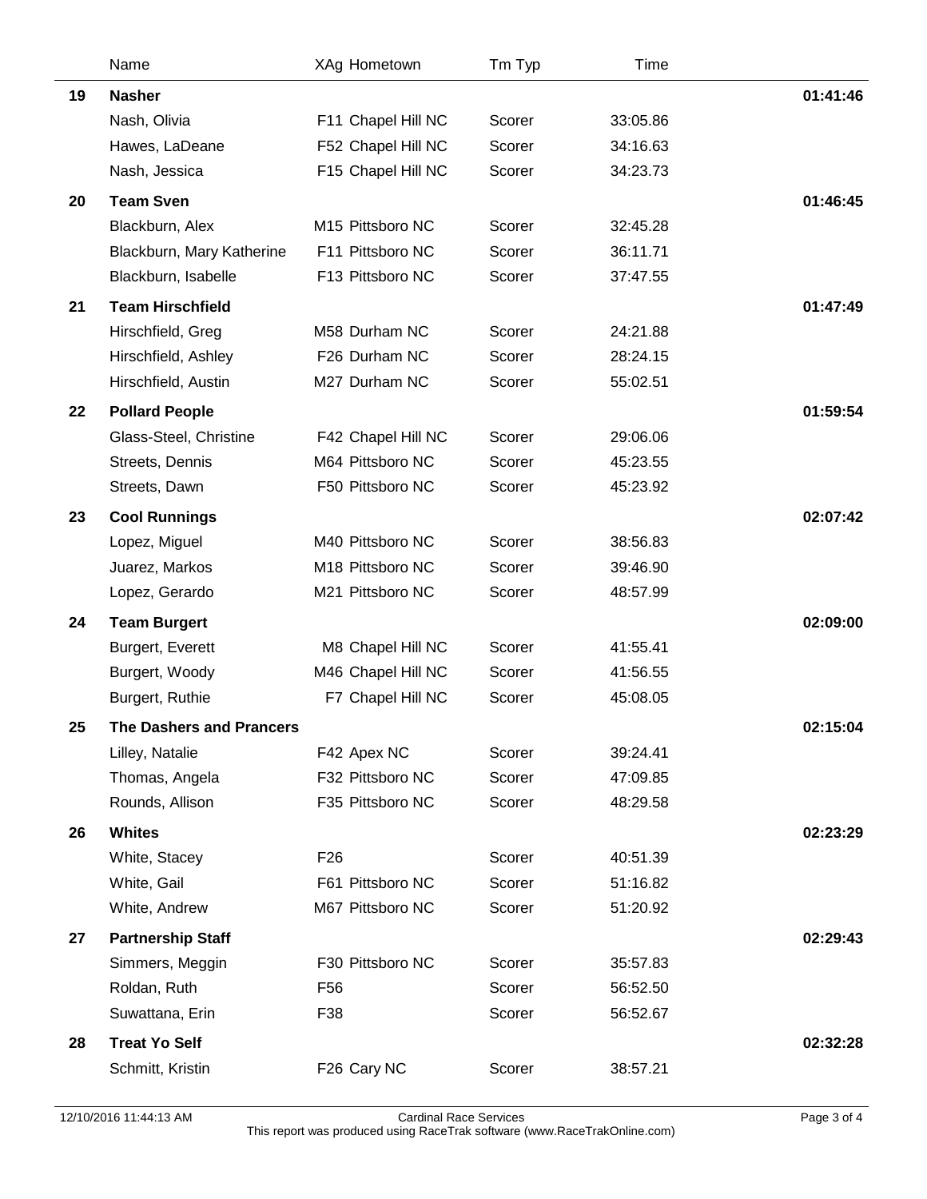| | Name | XAg Hometown | Tm Typ | Time | |
|---|---|---|---|---|---|
| 19 | **Nasher** | | | | **01:41:46** |
| | Nash, Olivia | F11 Chapel Hill NC | Scorer | 33:05.86 | |
| | Hawes, LaDeane | F52 Chapel Hill NC | Scorer | 34:16.63 | |
| | Nash, Jessica | F15 Chapel Hill NC | Scorer | 34:23.73 | |
| 20 | **Team Sven** | | | | **01:46:45** |
| | Blackburn, Alex | M15 Pittsboro NC | Scorer | 32:45.28 | |
| | Blackburn, Mary Katherine | F11 Pittsboro NC | Scorer | 36:11.71 | |
| | Blackburn, Isabelle | F13 Pittsboro NC | Scorer | 37:47.55 | |
| 21 | **Team Hirschfield** | | | | **01:47:49** |
| | Hirschfield, Greg | M58 Durham NC | Scorer | 24:21.88 | |
| | Hirschfield, Ashley | F26 Durham NC | Scorer | 28:24.15 | |
| | Hirschfield, Austin | M27 Durham NC | Scorer | 55:02.51 | |
| 22 | **Pollard People** | | | | **01:59:54** |
| | Glass-Steel, Christine | F42 Chapel Hill NC | Scorer | 29:06.06 | |
| | Streets, Dennis | M64 Pittsboro NC | Scorer | 45:23.55 | |
| | Streets, Dawn | F50 Pittsboro NC | Scorer | 45:23.92 | |
| 23 | **Cool Runnings** | | | | **02:07:42** |
| | Lopez, Miguel | M40 Pittsboro NC | Scorer | 38:56.83 | |
| | Juarez, Markos | M18 Pittsboro NC | Scorer | 39:46.90 | |
| | Lopez, Gerardo | M21 Pittsboro NC | Scorer | 48:57.99 | |
| 24 | **Team Burgert** | | | | **02:09:00** |
| | Burgert, Everett | M8 Chapel Hill NC | Scorer | 41:55.41 | |
| | Burgert, Woody | M46 Chapel Hill NC | Scorer | 41:56.55 | |
| | Burgert, Ruthie | F7 Chapel Hill NC | Scorer | 45:08.05 | |
| 25 | **The Dashers and Prancers** | | | | **02:15:04** |
| | Lilley, Natalie | F42 Apex NC | Scorer | 39:24.41 | |
| | Thomas, Angela | F32 Pittsboro NC | Scorer | 47:09.85 | |
| | Rounds, Allison | F35 Pittsboro NC | Scorer | 48:29.58 | |
| 26 | **Whites** | | | | **02:23:29** |
| | White, Stacey | F26 | Scorer | 40:51.39 | |
| | White, Gail | F61 Pittsboro NC | Scorer | 51:16.82 | |
| | White, Andrew | M67 Pittsboro NC | Scorer | 51:20.92 | |
| 27 | **Partnership Staff** | | | | **02:29:43** |
| | Simmers, Meggin | F30 Pittsboro NC | Scorer | 35:57.83 | |
| | Roldan, Ruth | F56 | Scorer | 56:52.50 | |
| | Suwattana, Erin | F38 | Scorer | 56:52.67 | |
| 28 | **Treat Yo Self** | | | | **02:32:28** |
| | Schmitt, Kristin | F26 Cary NC | Scorer | 38:57.21 | |

12/10/2016 11:44:13 AM — Cardinal Race Services — This report was produced using RaceTrak software (www.RaceTrakOnline.com)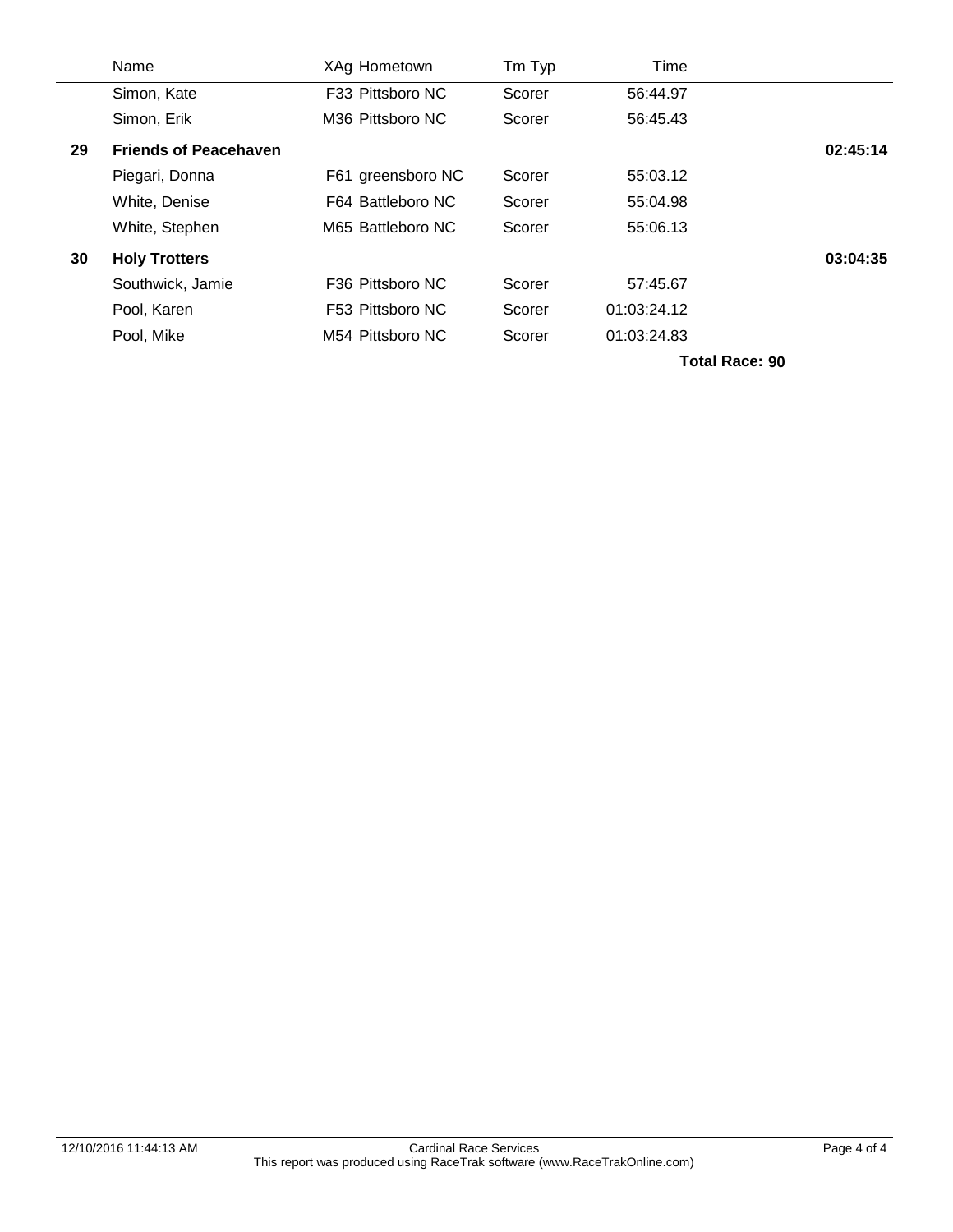| | Name | XAg | Hometown | Tm Typ | Time | |
|---|---|---|---|---|---|---|
| | Simon, Kate | F33 | Pittsboro NC | Scorer | 56:44.97 | |
| | Simon, Erik | M36 | Pittsboro NC | Scorer | 56:45.43 | |
| **29** | **Friends of Peacehaven** | | | | | **02:45:14** |
| | Piegari, Donna | F61 | greensboro NC | Scorer | 55:03.12 | |
| | White, Denise | F64 | Battleboro NC | Scorer | 55:04.98 | |
| | White, Stephen | M65 | Battleboro NC | Scorer | 55:06.13 | |
| **30** | **Holy Trotters** | | | | | **03:04:35** |
| | Southwick, Jamie | F36 | Pittsboro NC | Scorer | 57:45.67 | |
| | Pool, Karen | F53 | Pittsboro NC | Scorer | 01:03:24.12 | |
| | Pool, Mike | M54 | Pittsboro NC | Scorer | 01:03:24.83 | |

**Total Race: 90**

12/10/2016 11:44:13 AM

Cardinal Race Services

This report was produced using RaceTrak software (www.RaceTrakOnline.com)